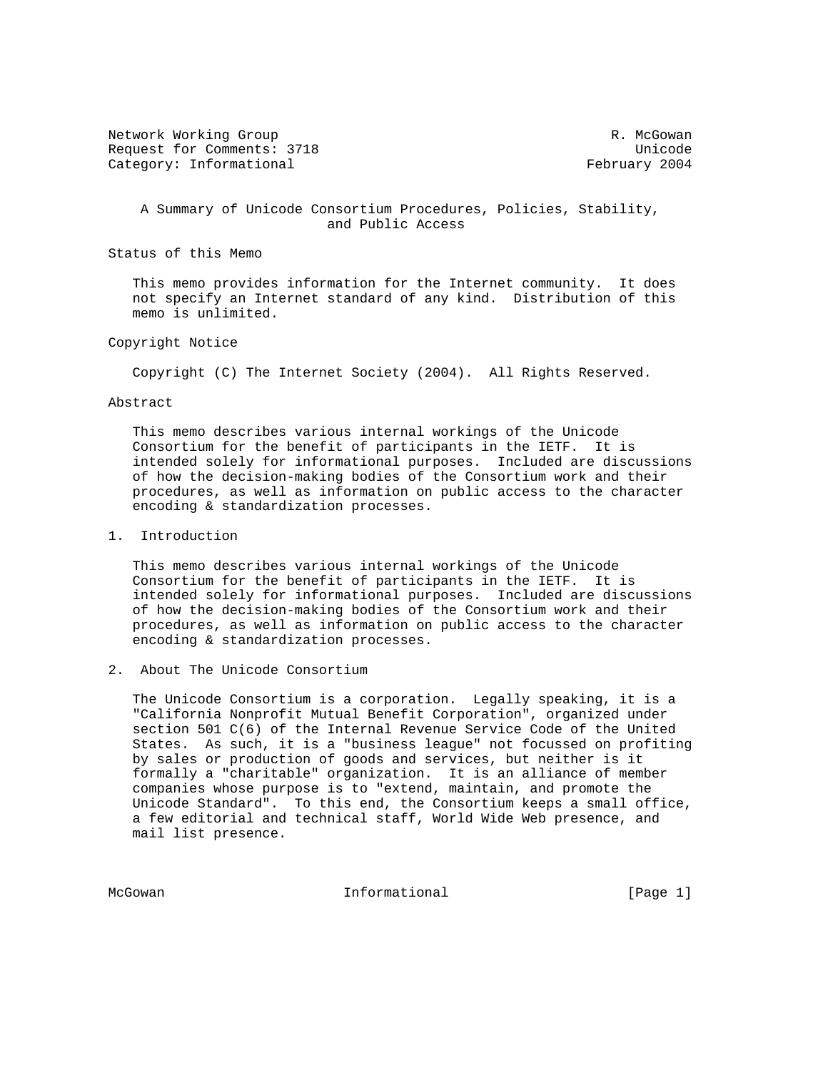Network Working Group R. McGowan
Request for Comments: 3718 Unicode
Category: Informational February 2004

# A Summary of Unicode Consortium Procedures, Policies, Stability, and Public Access

## Status of this Memo

This memo provides information for the Internet community. It does not specify an Internet standard of any kind. Distribution of this memo is unlimited.

## Copyright Notice

Copyright (C) The Internet Society (2004). All Rights Reserved.

## Abstract

This memo describes various internal workings of the Unicode Consortium for the benefit of participants in the IETF. It is intended solely for informational purposes. Included are discussions of how the decision-making bodies of the Consortium work and their procedures, as well as information on public access to the character encoding & standardization processes.

## 1. Introduction

This memo describes various internal workings of the Unicode Consortium for the benefit of participants in the IETF. It is intended solely for informational purposes. Included are discussions of how the decision-making bodies of the Consortium work and their procedures, as well as information on public access to the character encoding & standardization processes.

## 2. About The Unicode Consortium

The Unicode Consortium is a corporation. Legally speaking, it is a "California Nonprofit Mutual Benefit Corporation", organized under section 501 C(6) of the Internal Revenue Service Code of the United States. As such, it is a "business league" not focussed on profiting by sales or production of goods and services, but neither is it formally a "charitable" organization. It is an alliance of member companies whose purpose is to "extend, maintain, and promote the Unicode Standard". To this end, the Consortium keeps a small office, a few editorial and technical staff, World Wide Web presence, and mail list presence.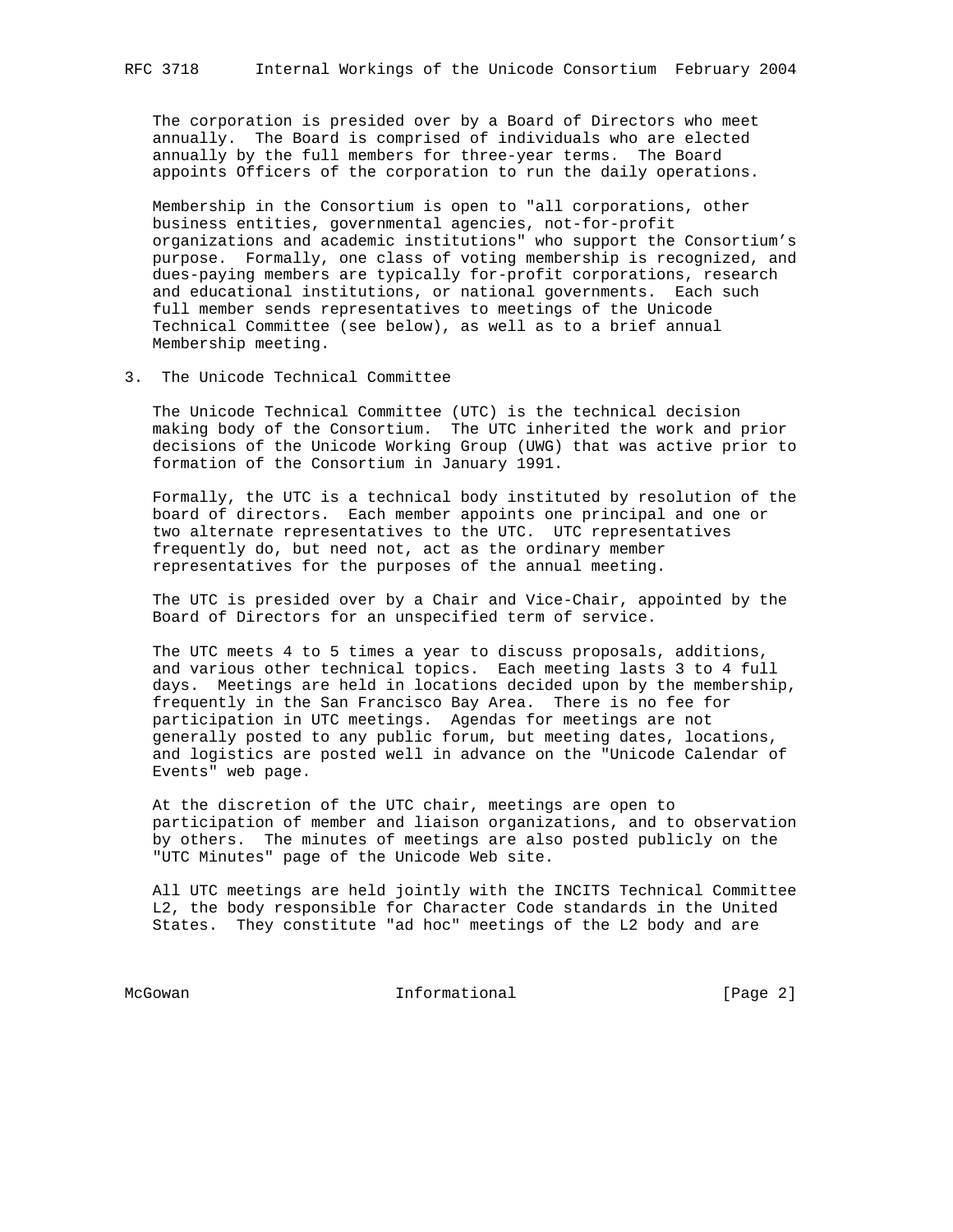The corporation is presided over by a Board of Directors who meet annually. The Board is comprised of individuals who are elected annually by the full members for three-year terms. The Board appoints Officers of the corporation to run the daily operations.

Membership in the Consortium is open to "all corporations, other business entities, governmental agencies, not-for-profit organizations and academic institutions" who support the Consortium's purpose. Formally, one class of voting membership is recognized, and dues-paying members are typically for-profit corporations, research and educational institutions, or national governments. Each such full member sends representatives to meetings of the Unicode Technical Committee (see below), as well as to a brief annual Membership meeting.

## 3. The Unicode Technical Committee

The Unicode Technical Committee (UTC) is the technical decision making body of the Consortium. The UTC inherited the work and prior decisions of the Unicode Working Group (UWG) that was active prior to formation of the Consortium in January 1991.

Formally, the UTC is a technical body instituted by resolution of the board of directors. Each member appoints one principal and one or two alternate representatives to the UTC. UTC representatives frequently do, but need not, act as the ordinary member representatives for the purposes of the annual meeting.

The UTC is presided over by a Chair and Vice-Chair, appointed by the Board of Directors for an unspecified term of service.

The UTC meets 4 to 5 times a year to discuss proposals, additions, and various other technical topics. Each meeting lasts 3 to 4 full days. Meetings are held in locations decided upon by the membership, frequently in the San Francisco Bay Area. There is no fee for participation in UTC meetings. Agendas for meetings are not generally posted to any public forum, but meeting dates, locations, and logistics are posted well in advance on the "Unicode Calendar of Events" web page.

At the discretion of the UTC chair, meetings are open to participation of member and liaison organizations, and to observation by others. The minutes of meetings are also posted publicly on the "UTC Minutes" page of the Unicode Web site.

All UTC meetings are held jointly with the INCITS Technical Committee L2, the body responsible for Character Code standards in the United States. They constitute "ad hoc" meetings of the L2 body and are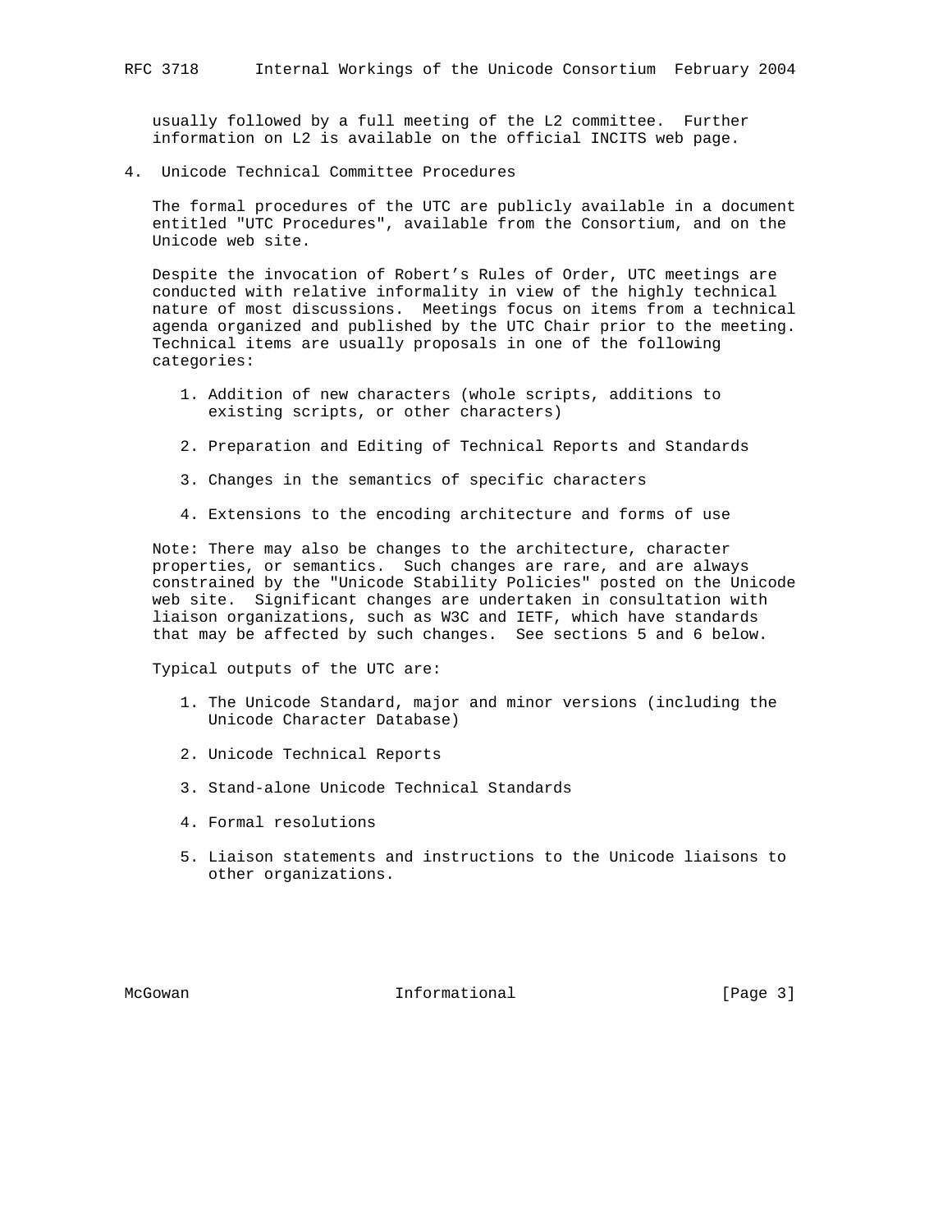usually followed by a full meeting of the L2 committee. Further information on L2 is available on the official INCITS web page.

## 4. Unicode Technical Committee Procedures

The formal procedures of the UTC are publicly available in a document entitled "UTC Procedures", available from the Consortium, and on the Unicode web site.

Despite the invocation of Robert's Rules of Order, UTC meetings are conducted with relative informality in view of the highly technical nature of most discussions. Meetings focus on items from a technical agenda organized and published by the UTC Chair prior to the meeting. Technical items are usually proposals in one of the following categories:

1. Addition of new characters (whole scripts, additions to existing scripts, or other characters)

2. Preparation and Editing of Technical Reports and Standards

3. Changes in the semantics of specific characters

4. Extensions to the encoding architecture and forms of use

Note: There may also be changes to the architecture, character properties, or semantics. Such changes are rare, and are always constrained by the "Unicode Stability Policies" posted on the Unicode web site. Significant changes are undertaken in consultation with liaison organizations, such as W3C and IETF, which have standards that may be affected by such changes. See sections 5 and 6 below.

Typical outputs of the UTC are:

1. The Unicode Standard, major and minor versions (including the Unicode Character Database)

2. Unicode Technical Reports

3. Stand-alone Unicode Technical Standards

4. Formal resolutions

5. Liaison statements and instructions to the Unicode liaisons to other organizations.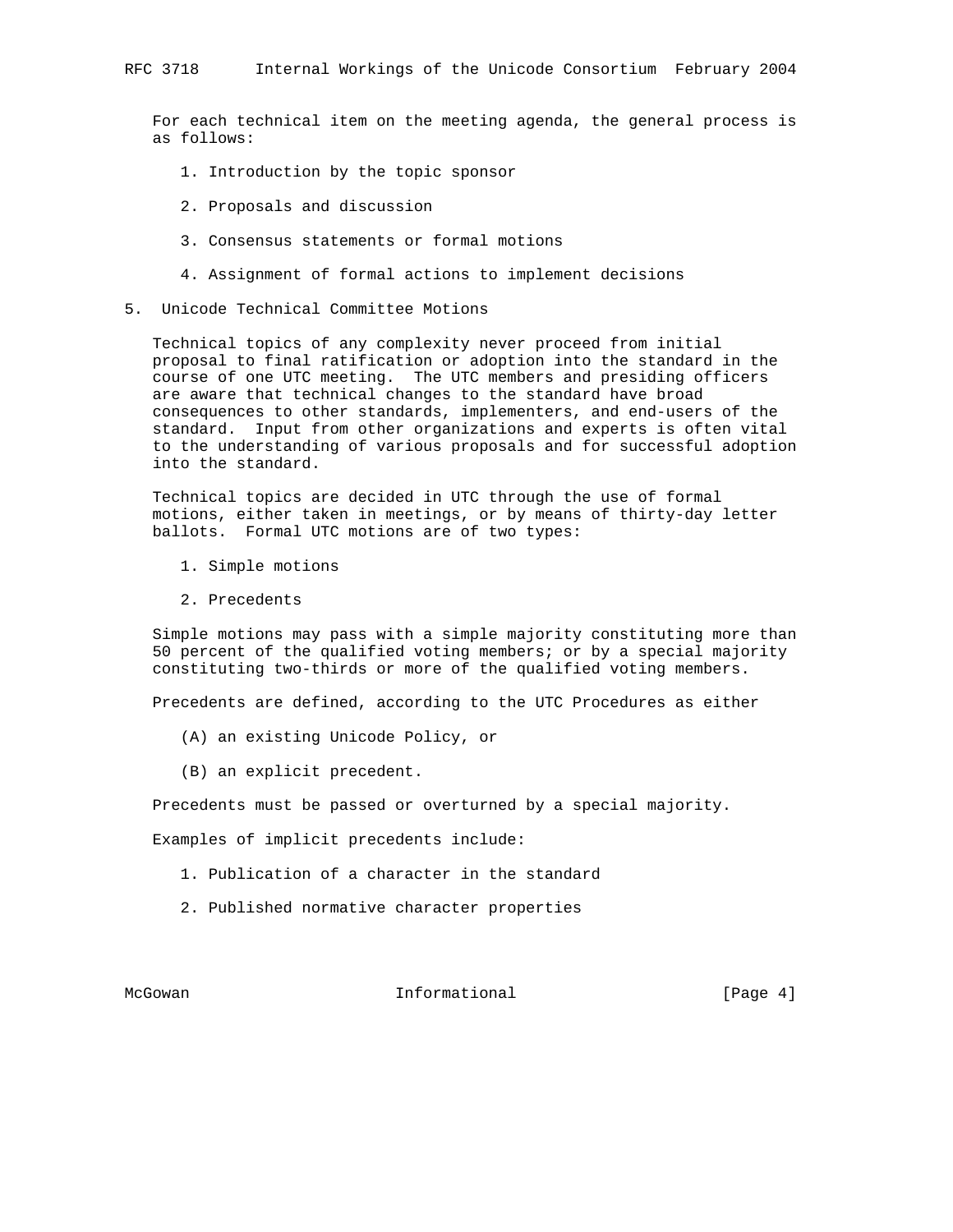For each technical item on the meeting agenda, the general process is as follows:

1. Introduction by the topic sponsor
2. Proposals and discussion
3. Consensus statements or formal motions
4. Assignment of formal actions to implement decisions

## 5. Unicode Technical Committee Motions

Technical topics of any complexity never proceed from initial proposal to final ratification or adoption into the standard in the course of one UTC meeting. The UTC members and presiding officers are aware that technical changes to the standard have broad consequences to other standards, implementers, and end-users of the standard. Input from other organizations and experts is often vital to the understanding of various proposals and for successful adoption into the standard.

Technical topics are decided in UTC through the use of formal motions, either taken in meetings, or by means of thirty-day letter ballots. Formal UTC motions are of two types:

1. Simple motions
2. Precedents

Simple motions may pass with a simple majority constituting more than 50 percent of the qualified voting members; or by a special majority constituting two-thirds or more of the qualified voting members.

Precedents are defined, according to the UTC Procedures as either

(A) an existing Unicode Policy, or

(B) an explicit precedent.

Precedents must be passed or overturned by a special majority.

Examples of implicit precedents include:

1. Publication of a character in the standard
2. Published normative character properties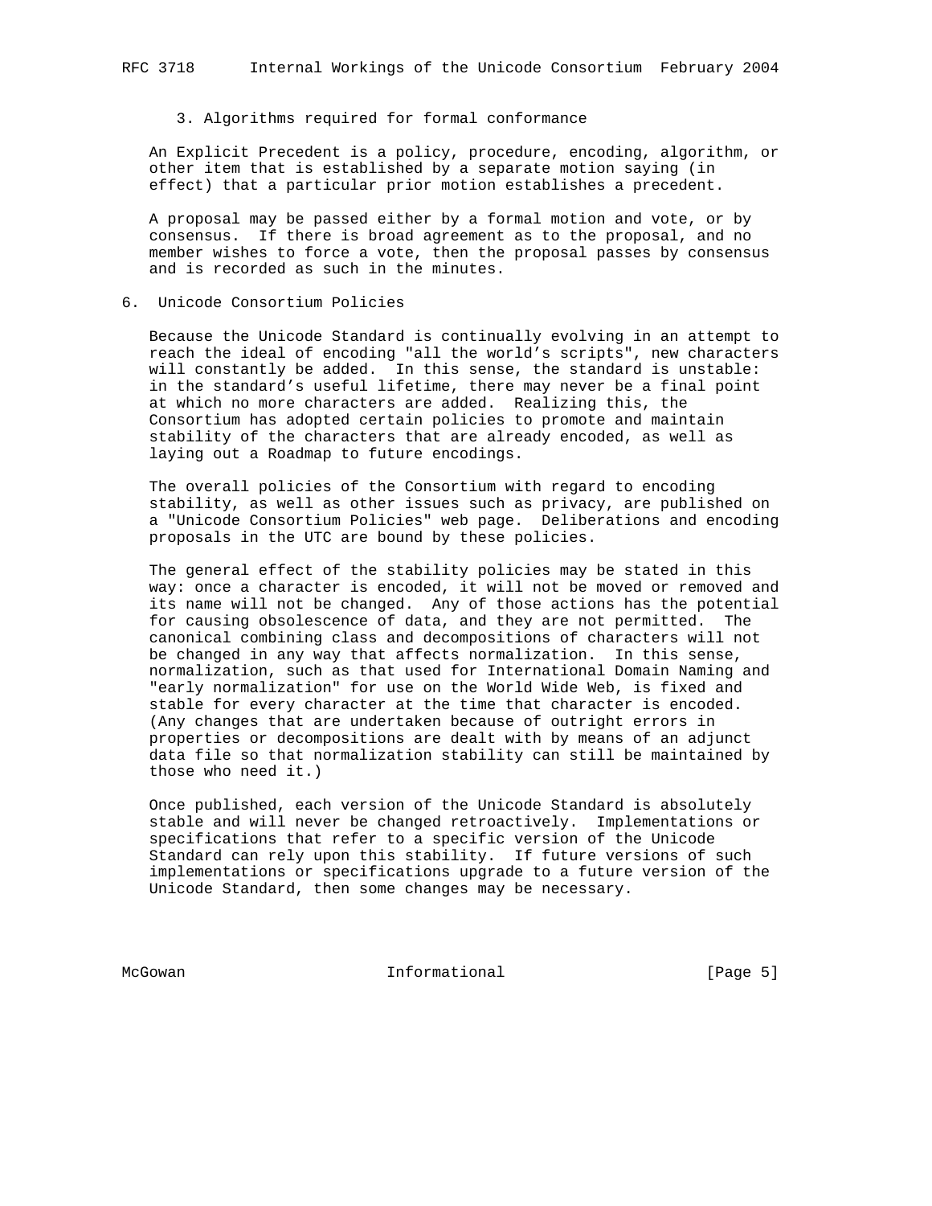3. Algorithms required for formal conformance

An Explicit Precedent is a policy, procedure, encoding, algorithm, or other item that is established by a separate motion saying (in effect) that a particular prior motion establishes a precedent.

A proposal may be passed either by a formal motion and vote, or by consensus. If there is broad agreement as to the proposal, and no member wishes to force a vote, then the proposal passes by consensus and is recorded as such in the minutes.

## 6. Unicode Consortium Policies

Because the Unicode Standard is continually evolving in an attempt to reach the ideal of encoding "all the world's scripts", new characters will constantly be added. In this sense, the standard is unstable: in the standard's useful lifetime, there may never be a final point at which no more characters are added. Realizing this, the Consortium has adopted certain policies to promote and maintain stability of the characters that are already encoded, as well as laying out a Roadmap to future encodings.

The overall policies of the Consortium with regard to encoding stability, as well as other issues such as privacy, are published on a "Unicode Consortium Policies" web page. Deliberations and encoding proposals in the UTC are bound by these policies.

The general effect of the stability policies may be stated in this way: once a character is encoded, it will not be moved or removed and its name will not be changed. Any of those actions has the potential for causing obsolescence of data, and they are not permitted. The canonical combining class and decompositions of characters will not be changed in any way that affects normalization. In this sense, normalization, such as that used for International Domain Naming and "early normalization" for use on the World Wide Web, is fixed and stable for every character at the time that character is encoded. (Any changes that are undertaken because of outright errors in properties or decompositions are dealt with by means of an adjunct data file so that normalization stability can still be maintained by those who need it.)

Once published, each version of the Unicode Standard is absolutely stable and will never be changed retroactively. Implementations or specifications that refer to a specific version of the Unicode Standard can rely upon this stability. If future versions of such implementations or specifications upgrade to a future version of the Unicode Standard, then some changes may be necessary.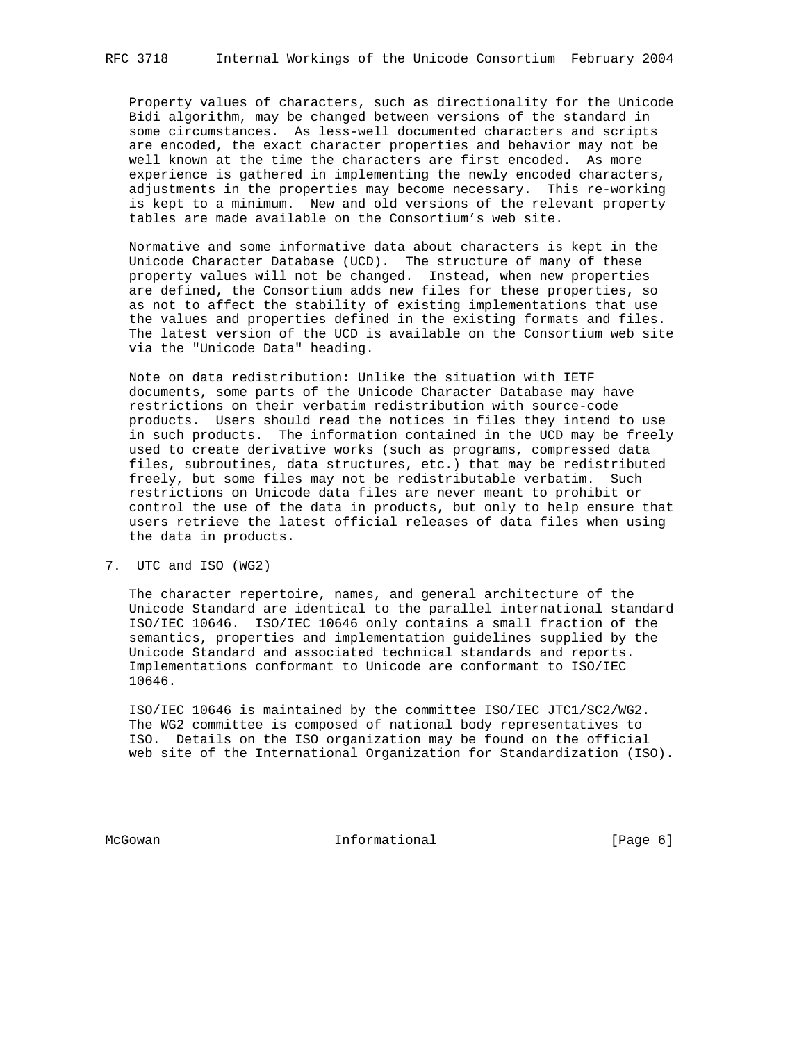Property values of characters, such as directionality for the Unicode Bidi algorithm, may be changed between versions of the standard in some circumstances. As less-well documented characters and scripts are encoded, the exact character properties and behavior may not be well known at the time the characters are first encoded. As more experience is gathered in implementing the newly encoded characters, adjustments in the properties may become necessary. This re-working is kept to a minimum. New and old versions of the relevant property tables are made available on the Consortium's web site.

Normative and some informative data about characters is kept in the Unicode Character Database (UCD). The structure of many of these property values will not be changed. Instead, when new properties are defined, the Consortium adds new files for these properties, so as not to affect the stability of existing implementations that use the values and properties defined in the existing formats and files. The latest version of the UCD is available on the Consortium web site via the "Unicode Data" heading.

Note on data redistribution: Unlike the situation with IETF documents, some parts of the Unicode Character Database may have restrictions on their verbatim redistribution with source-code products. Users should read the notices in files they intend to use in such products. The information contained in the UCD may be freely used to create derivative works (such as programs, compressed data files, subroutines, data structures, etc.) that may be redistributed freely, but some files may not be redistributable verbatim. Such restrictions on Unicode data files are never meant to prohibit or control the use of the data in products, but only to help ensure that users retrieve the latest official releases of data files when using the data in products.

## 7. UTC and ISO (WG2)

The character repertoire, names, and general architecture of the Unicode Standard are identical to the parallel international standard ISO/IEC 10646. ISO/IEC 10646 only contains a small fraction of the semantics, properties and implementation guidelines supplied by the Unicode Standard and associated technical standards and reports. Implementations conformant to Unicode are conformant to ISO/IEC 10646.

ISO/IEC 10646 is maintained by the committee ISO/IEC JTC1/SC2/WG2. The WG2 committee is composed of national body representatives to ISO. Details on the ISO organization may be found on the official web site of the International Organization for Standardization (ISO).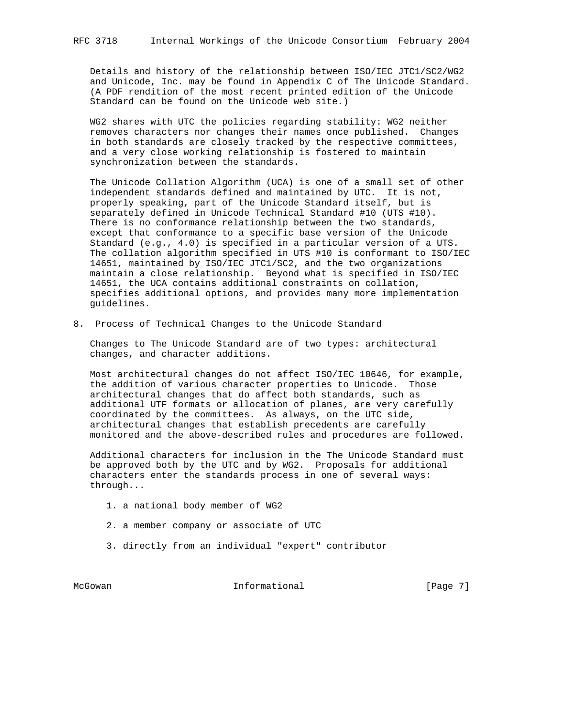Details and history of the relationship between ISO/IEC JTC1/SC2/WG2 and Unicode, Inc. may be found in Appendix C of The Unicode Standard. (A PDF rendition of the most recent printed edition of the Unicode Standard can be found on the Unicode web site.)

WG2 shares with UTC the policies regarding stability: WG2 neither removes characters nor changes their names once published. Changes in both standards are closely tracked by the respective committees, and a very close working relationship is fostered to maintain synchronization between the standards.

The Unicode Collation Algorithm (UCA) is one of a small set of other independent standards defined and maintained by UTC. It is not, properly speaking, part of the Unicode Standard itself, but is separately defined in Unicode Technical Standard #10 (UTS #10). There is no conformance relationship between the two standards, except that conformance to a specific base version of the Unicode Standard (e.g., 4.0) is specified in a particular version of a UTS. The collation algorithm specified in UTS #10 is conformant to ISO/IEC 14651, maintained by ISO/IEC JTC1/SC2, and the two organizations maintain a close relationship. Beyond what is specified in ISO/IEC 14651, the UCA contains additional constraints on collation, specifies additional options, and provides many more implementation guidelines.

## 8. Process of Technical Changes to the Unicode Standard

Changes to The Unicode Standard are of two types: architectural changes, and character additions.

Most architectural changes do not affect ISO/IEC 10646, for example, the addition of various character properties to Unicode. Those architectural changes that do affect both standards, such as additional UTF formats or allocation of planes, are very carefully coordinated by the committees. As always, on the UTC side, architectural changes that establish precedents are carefully monitored and the above-described rules and procedures are followed.

Additional characters for inclusion in the The Unicode Standard must be approved both by the UTC and by WG2. Proposals for additional characters enter the standards process in one of several ways: through...

1. a national body member of WG2
2. a member company or associate of UTC
3. directly from an individual "expert" contributor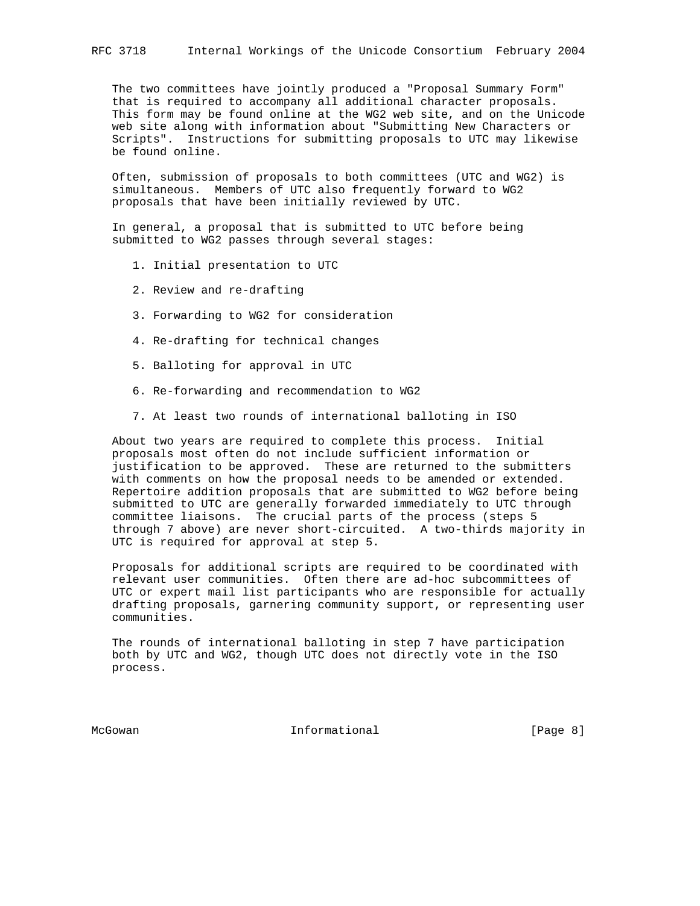The two committees have jointly produced a "Proposal Summary Form" that is required to accompany all additional character proposals. This form may be found online at the WG2 web site, and on the Unicode web site along with information about "Submitting New Characters or Scripts". Instructions for submitting proposals to UTC may likewise be found online.

Often, submission of proposals to both committees (UTC and WG2) is simultaneous. Members of UTC also frequently forward to WG2 proposals that have been initially reviewed by UTC.

In general, a proposal that is submitted to UTC before being submitted to WG2 passes through several stages:

1. Initial presentation to UTC
2. Review and re-drafting
3. Forwarding to WG2 for consideration
4. Re-drafting for technical changes
5. Balloting for approval in UTC
6. Re-forwarding and recommendation to WG2
7. At least two rounds of international balloting in ISO

About two years are required to complete this process. Initial proposals most often do not include sufficient information or justification to be approved. These are returned to the submitters with comments on how the proposal needs to be amended or extended. Repertoire addition proposals that are submitted to WG2 before being submitted to UTC are generally forwarded immediately to UTC through committee liaisons. The crucial parts of the process (steps 5 through 7 above) are never short-circuited. A two-thirds majority in UTC is required for approval at step 5.

Proposals for additional scripts are required to be coordinated with relevant user communities. Often there are ad-hoc subcommittees of UTC or expert mail list participants who are responsible for actually drafting proposals, garnering community support, or representing user communities.

The rounds of international balloting in step 7 have participation both by UTC and WG2, though UTC does not directly vote in the ISO process.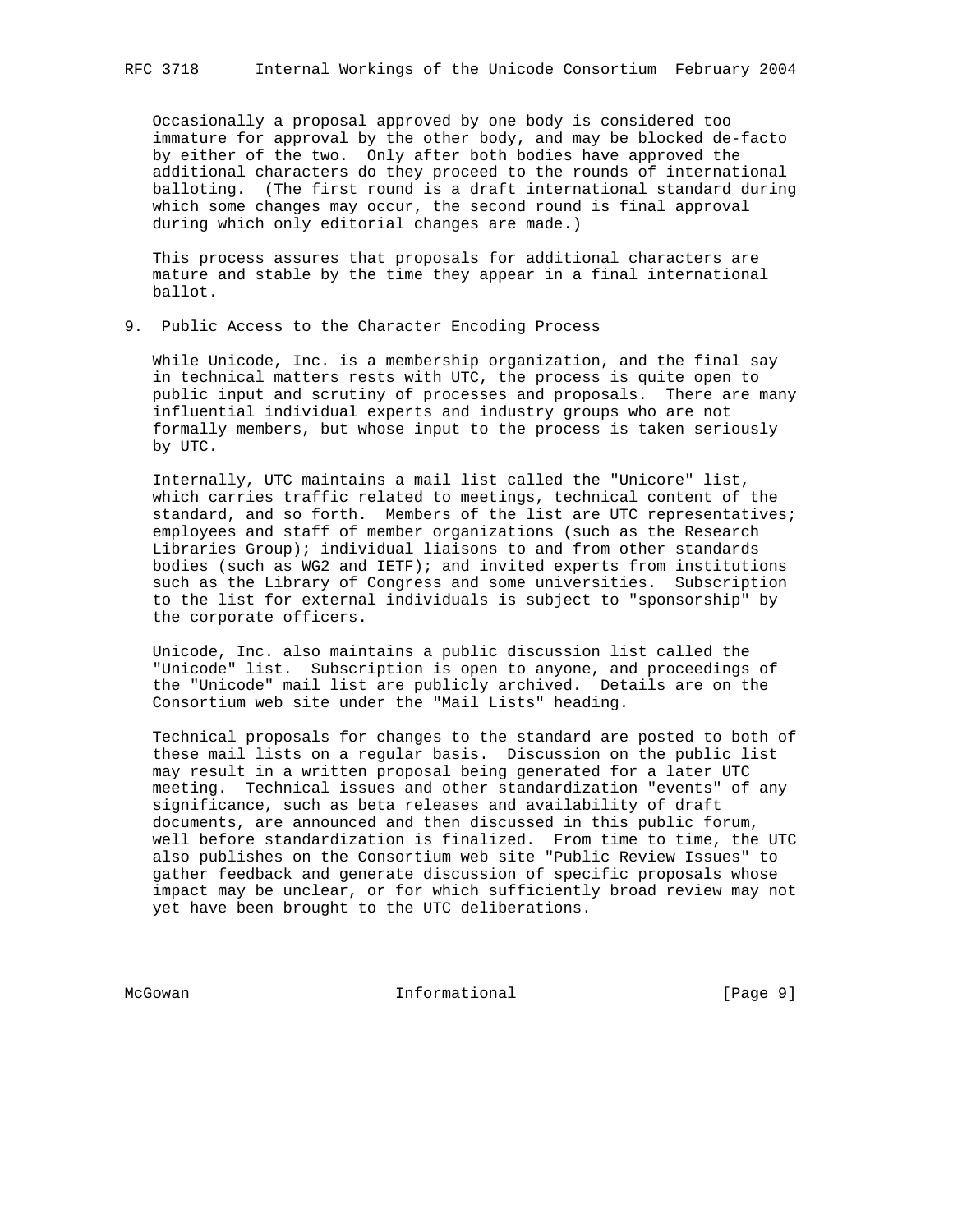Occasionally a proposal approved by one body is considered too immature for approval by the other body, and may be blocked de-facto by either of the two. Only after both bodies have approved the additional characters do they proceed to the rounds of international balloting. (The first round is a draft international standard during which some changes may occur, the second round is final approval during which only editorial changes are made.)

This process assures that proposals for additional characters are mature and stable by the time they appear in a final international ballot.

## 9. Public Access to the Character Encoding Process

While Unicode, Inc. is a membership organization, and the final say in technical matters rests with UTC, the process is quite open to public input and scrutiny of processes and proposals. There are many influential individual experts and industry groups who are not formally members, but whose input to the process is taken seriously by UTC.

Internally, UTC maintains a mail list called the "Unicore" list, which carries traffic related to meetings, technical content of the standard, and so forth. Members of the list are UTC representatives; employees and staff of member organizations (such as the Research Libraries Group); individual liaisons to and from other standards bodies (such as WG2 and IETF); and invited experts from institutions such as the Library of Congress and some universities. Subscription to the list for external individuals is subject to "sponsorship" by the corporate officers.

Unicode, Inc. also maintains a public discussion list called the "Unicode" list. Subscription is open to anyone, and proceedings of the "Unicode" mail list are publicly archived. Details are on the Consortium web site under the "Mail Lists" heading.

Technical proposals for changes to the standard are posted to both of these mail lists on a regular basis. Discussion on the public list may result in a written proposal being generated for a later UTC meeting. Technical issues and other standardization "events" of any significance, such as beta releases and availability of draft documents, are announced and then discussed in this public forum, well before standardization is finalized. From time to time, the UTC also publishes on the Consortium web site "Public Review Issues" to gather feedback and generate discussion of specific proposals whose impact may be unclear, or for which sufficiently broad review may not yet have been brought to the UTC deliberations.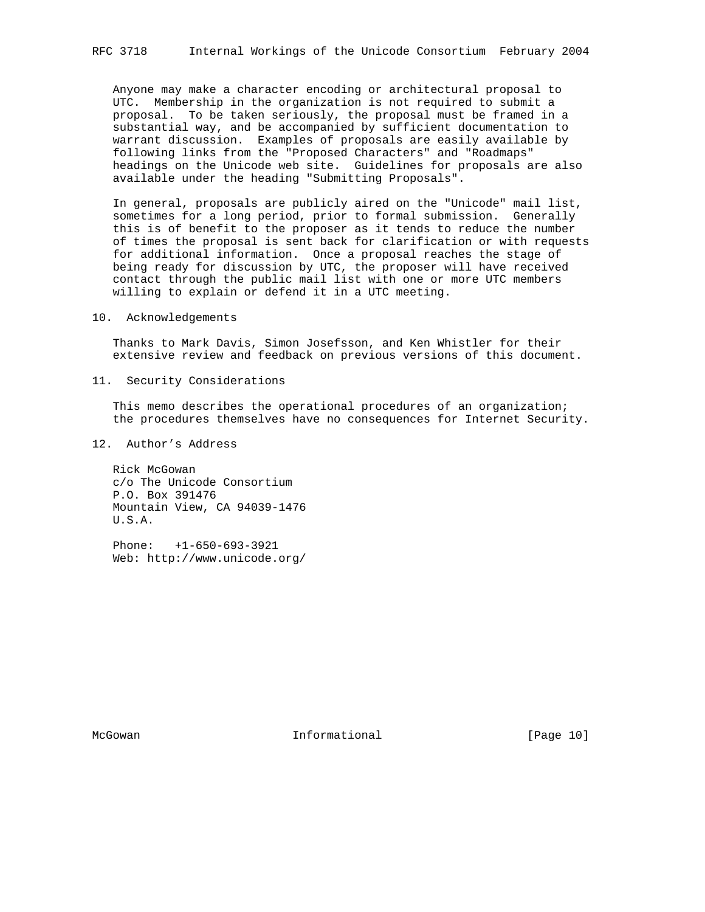Anyone may make a character encoding or architectural proposal to UTC. Membership in the organization is not required to submit a proposal. To be taken seriously, the proposal must be framed in a substantial way, and be accompanied by sufficient documentation to warrant discussion. Examples of proposals are easily available by following links from the "Proposed Characters" and "Roadmaps" headings on the Unicode web site. Guidelines for proposals are also available under the heading "Submitting Proposals".

In general, proposals are publicly aired on the "Unicode" mail list, sometimes for a long period, prior to formal submission. Generally this is of benefit to the proposer as it tends to reduce the number of times the proposal is sent back for clarification or with requests for additional information. Once a proposal reaches the stage of being ready for discussion by UTC, the proposer will have received contact through the public mail list with one or more UTC members willing to explain or defend it in a UTC meeting.

## 10. Acknowledgements

Thanks to Mark Davis, Simon Josefsson, and Ken Whistler for their extensive review and feedback on previous versions of this document.

## 11. Security Considerations

This memo describes the operational procedures of an organization; the procedures themselves have no consequences for Internet Security.

## 12. Author's Address

Rick McGowan
c/o The Unicode Consortium
P.O. Box 391476
Mountain View, CA 94039-1476
U.S.A.

Phone: +1-650-693-3921
Web: http://www.unicode.org/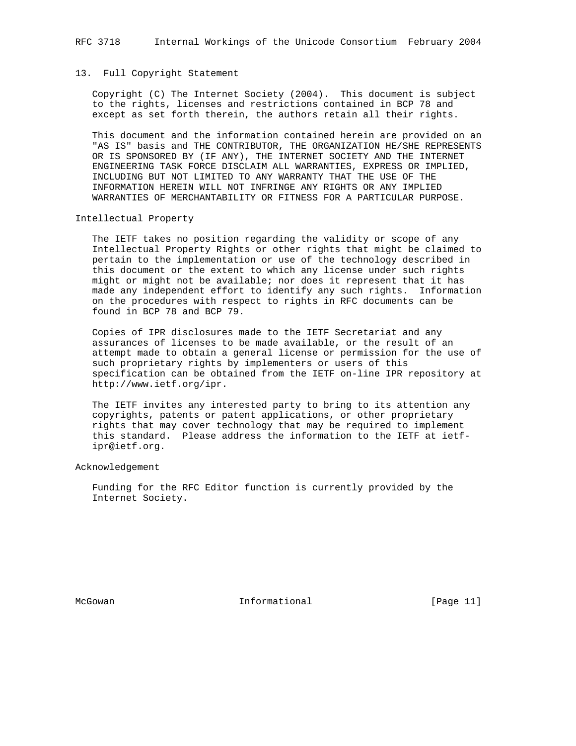## 13. Full Copyright Statement

Copyright (C) The Internet Society (2004). This document is subject to the rights, licenses and restrictions contained in BCP 78 and except as set forth therein, the authors retain all their rights.

This document and the information contained herein are provided on an "AS IS" basis and THE CONTRIBUTOR, THE ORGANIZATION HE/SHE REPRESENTS OR IS SPONSORED BY (IF ANY), THE INTERNET SOCIETY AND THE INTERNET ENGINEERING TASK FORCE DISCLAIM ALL WARRANTIES, EXPRESS OR IMPLIED, INCLUDING BUT NOT LIMITED TO ANY WARRANTY THAT THE USE OF THE INFORMATION HEREIN WILL NOT INFRINGE ANY RIGHTS OR ANY IMPLIED WARRANTIES OF MERCHANTABILITY OR FITNESS FOR A PARTICULAR PURPOSE.

### Intellectual Property

The IETF takes no position regarding the validity or scope of any Intellectual Property Rights or other rights that might be claimed to pertain to the implementation or use of the technology described in this document or the extent to which any license under such rights might or might not be available; nor does it represent that it has made any independent effort to identify any such rights. Information on the procedures with respect to rights in RFC documents can be found in BCP 78 and BCP 79.

Copies of IPR disclosures made to the IETF Secretariat and any assurances of licenses to be made available, or the result of an attempt made to obtain a general license or permission for the use of such proprietary rights by implementers or users of this specification can be obtained from the IETF on-line IPR repository at http://www.ietf.org/ipr.

The IETF invites any interested party to bring to its attention any copyrights, patents or patent applications, or other proprietary rights that may cover technology that may be required to implement this standard. Please address the information to the IETF at ietf-ipr@ietf.org.

### Acknowledgement

Funding for the RFC Editor function is currently provided by the Internet Society.